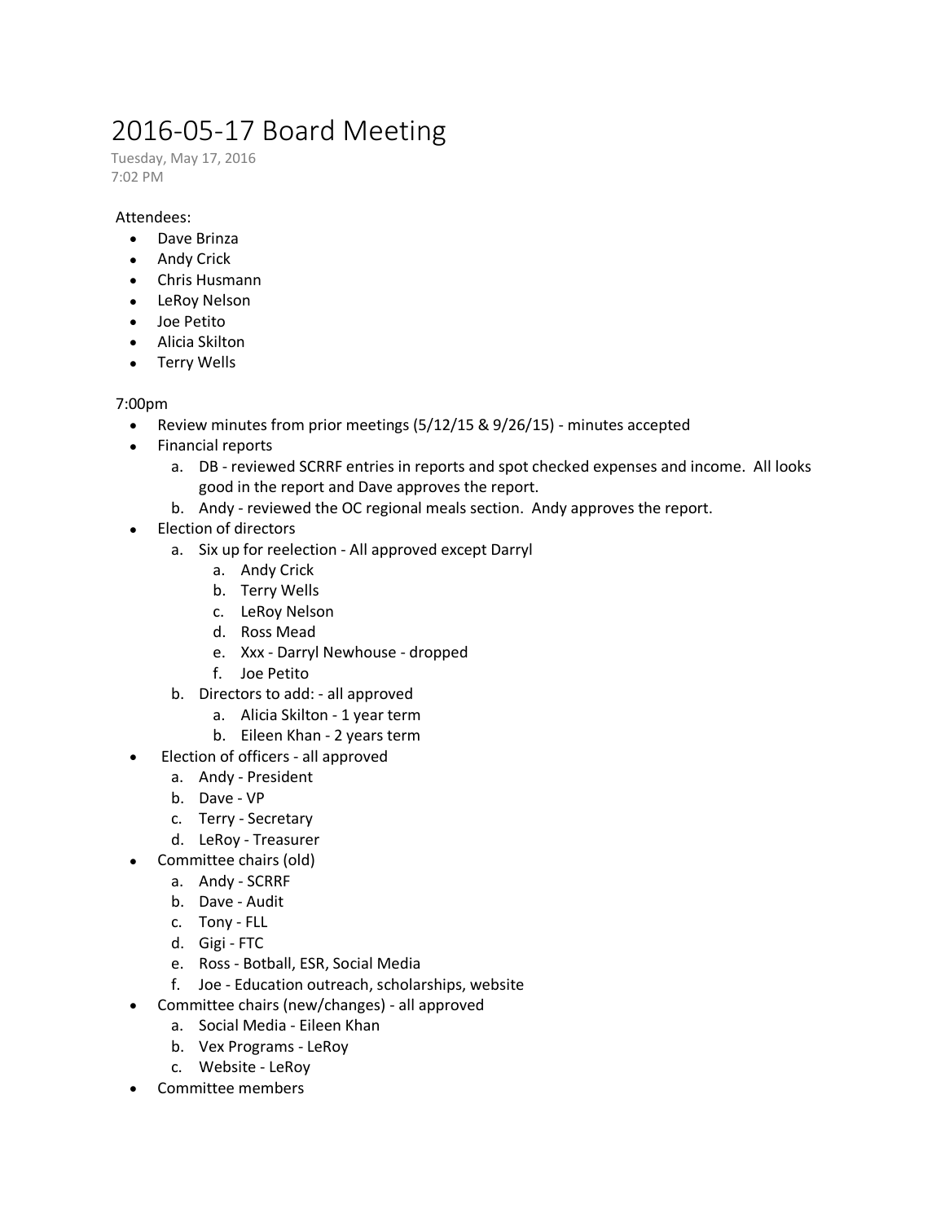# 2016-05-17 Board Meeting

Tuesday, May 17, 2016
7:02 PM

Attendees:

- Dave Brinza
- Andy Crick
- Chris Husmann
- LeRoy Nelson
- Joe Petito
- Alicia Skilton
- Terry Wells

7:00pm

- Review minutes from prior meetings (5/12/15 & 9/26/15) - minutes accepted
- Financial reports
    a. DB - reviewed SCRRF entries in reports and spot checked expenses and income. All looks good in the report and Dave approves the report.
    b. Andy - reviewed the OC regional meals section. Andy approves the report.
- Election of directors
    a. Six up for reelection - All approved except Darryl
        a. Andy Crick
        b. Terry Wells
        c. LeRoy Nelson
        d. Ross Mead
        e. Xxx - Darryl Newhouse - dropped
        f. Joe Petito
    b. Directors to add: - all approved
        a. Alicia Skilton - 1 year term
        b. Eileen Khan - 2 years term
- Election of officers - all approved
    a. Andy - President
    b. Dave - VP
    c. Terry - Secretary
    d. LeRoy - Treasurer
- Committee chairs (old)
    a. Andy - SCRRF
    b. Dave - Audit
    c. Tony - FLL
    d. Gigi - FTC
    e. Ross - Botball, ESR, Social Media
    f. Joe - Education outreach, scholarships, website
- Committee chairs (new/changes) - all approved
    a. Social Media - Eileen Khan
    b. Vex Programs - LeRoy
    c. Website - LeRoy
- Committee members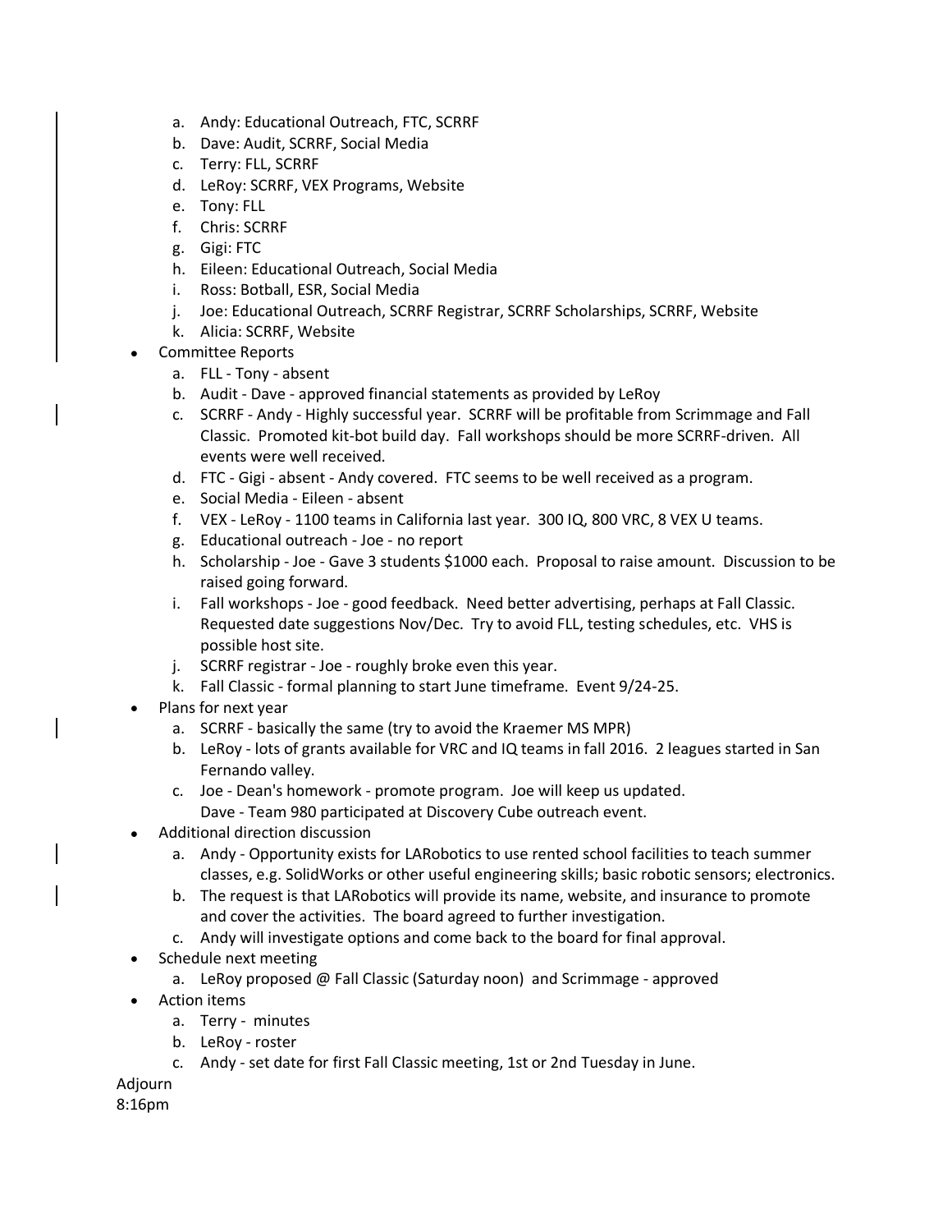a. Andy: Educational Outreach, FTC, SCRRF
   b. Dave: Audit, SCRRF, Social Media
   c. Terry: FLL, SCRRF
   d. LeRoy: SCRRF, VEX Programs, Website
   e. Tony: FLL
   f. Chris: SCRRF
   g. Gigi: FTC
   h. Eileen: Educational Outreach, Social Media
   i. Ross: Botball, ESR, Social Media
   j. Joe: Educational Outreach, SCRRF Registrar, SCRRF Scholarships, SCRRF, Website
   k. Alicia: SCRRF, Website

- Committee Reports
   a. FLL - Tony - absent
   b. Audit - Dave - approved financial statements as provided by LeRoy
   c. SCRRF - Andy - Highly successful year. SCRRF will be profitable from Scrimmage and Fall Classic. Promoted kit-bot build day. Fall workshops should be more SCRRF-driven. All events were well received.
   d. FTC - Gigi - absent - Andy covered. FTC seems to be well received as a program.
   e. Social Media - Eileen - absent
   f. VEX - LeRoy - 1100 teams in California last year. 300 IQ, 800 VRC, 8 VEX U teams.
   g. Educational outreach - Joe - no report
   h. Scholarship - Joe - Gave 3 students $1000 each. Proposal to raise amount. Discussion to be raised going forward.
   i. Fall workshops - Joe - good feedback. Need better advertising, perhaps at Fall Classic. Requested date suggestions Nov/Dec. Try to avoid FLL, testing schedules, etc. VHS is possible host site.
   j. SCRRF registrar - Joe - roughly broke even this year.
   k. Fall Classic - formal planning to start June timeframe. Event 9/24-25.
- Plans for next year
   a. SCRRF - basically the same (try to avoid the Kraemer MS MPR)
   b. LeRoy - lots of grants available for VRC and IQ teams in fall 2016. 2 leagues started in San Fernando valley.
   c. Joe - Dean's homework - promote program. Joe will keep us updated.
   Dave - Team 980 participated at Discovery Cube outreach event.
- Additional direction discussion
   a. Andy - Opportunity exists for LARobotics to use rented school facilities to teach summer classes, e.g. SolidWorks or other useful engineering skills; basic robotic sensors; electronics.
   b. The request is that LARobotics will provide its name, website, and insurance to promote and cover the activities. The board agreed to further investigation.
   c. Andy will investigate options and come back to the board for final approval.
- Schedule next meeting
   a. LeRoy proposed @ Fall Classic (Saturday noon) and Scrimmage - approved
- Action items
   a. Terry - minutes
   b. LeRoy - roster
   c. Andy - set date for first Fall Classic meeting, 1st or 2nd Tuesday in June.

Adjourn
8:16pm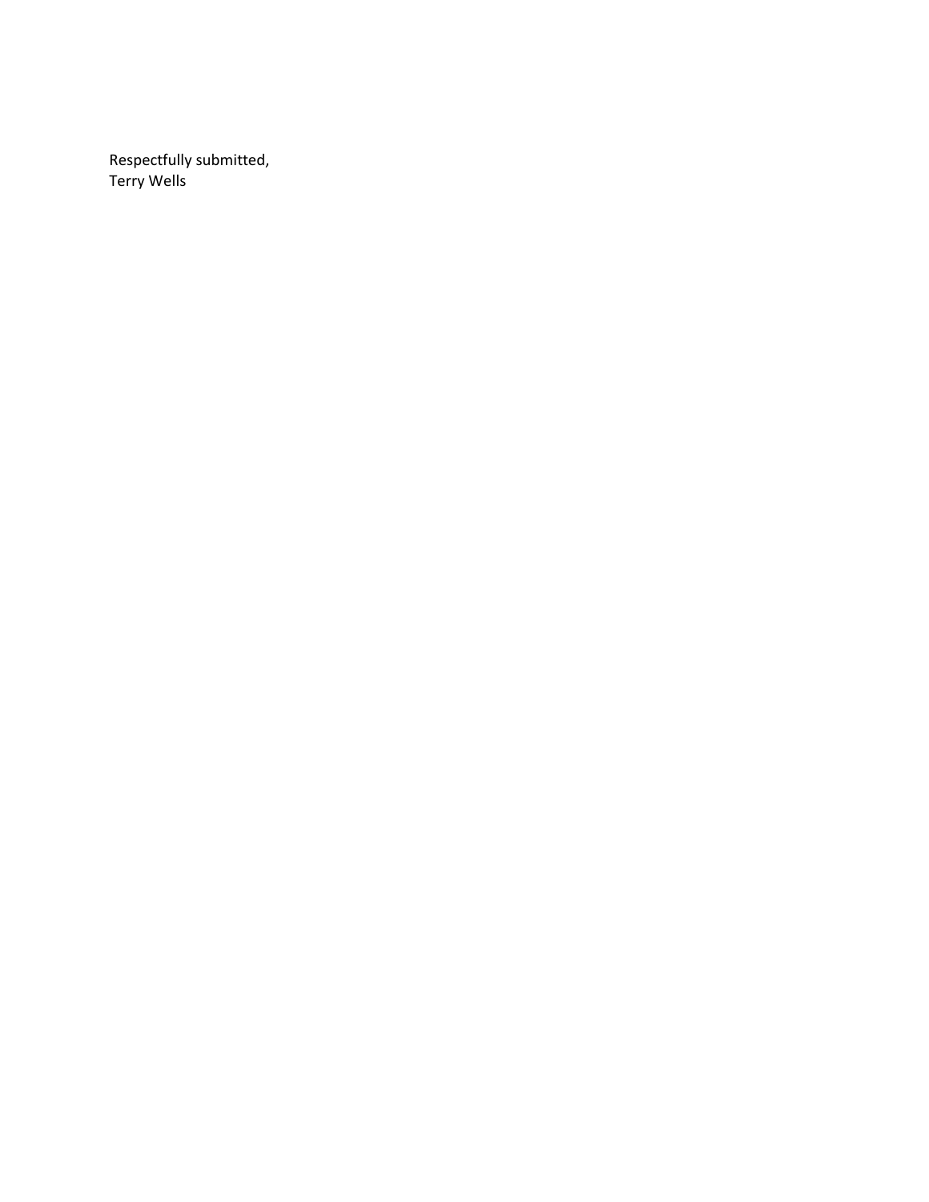Respectfully submitted,
Terry Wells